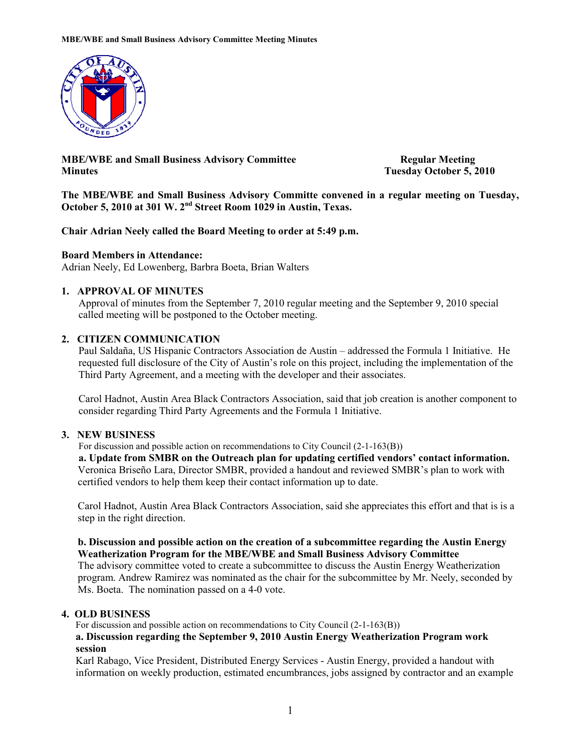**MBE/WBE and Small Business Advisory Committee Minutes** — **Regular Meeting, Tuesday October 5, 2010**

**The MBE/WBE and Small Business Advisory Committe convened in a regular meeting on Tuesday, October 5, 2010 at 301 W. 2nd Street Room 1029 in Austin, Texas.**

**Chair Adrian Neely called the Board Meeting to order at 5:49 p.m.**

**Board Members in Attendance:**
Adrian Neely, Ed Lowenberg, Barbra Boeta, Brian Walters

## 1. APPROVAL OF MINUTES

Approval of minutes from the September 7, 2010 regular meeting and the September 9, 2010 special called meeting will be postponed to the October meeting.

## 2. CITIZEN COMMUNICATION

Paul Saldaña, US Hispanic Contractors Association de Austin – addressed the Formula 1 Initiative. He requested full disclosure of the City of Austin's role on this project, including the implementation of the Third Party Agreement, and a meeting with the developer and their associates.

Carol Hadnot, Austin Area Black Contractors Association, said that job creation is another component to consider regarding Third Party Agreements and the Formula 1 Initiative.

## 3. NEW BUSINESS

For discussion and possible action on recommendations to City Council (2-1-163(B))

**a. Update from SMBR on the Outreach plan for updating certified vendors' contact information.**
Veronica Briseño Lara, Director SMBR, provided a handout and reviewed SMBR's plan to work with certified vendors to help them keep their contact information up to date.

Carol Hadnot, Austin Area Black Contractors Association, said she appreciates this effort and that is is a step in the right direction.

**b. Discussion and possible action on the creation of a subcommittee regarding the Austin Energy Weatherization Program for the MBE/WBE and Small Business Advisory Committee**
The advisory committee voted to create a subcommittee to discuss the Austin Energy Weatherization program. Andrew Ramirez was nominated as the chair for the subcommittee by Mr. Neely, seconded by Ms. Boeta. The nomination passed on a 4-0 vote.

## 4. OLD BUSINESS

For discussion and possible action on recommendations to City Council (2-1-163(B))

**a. Discussion regarding the September 9, 2010 Austin Energy Weatherization Program work session**
Karl Rabago, Vice President, Distributed Energy Services - Austin Energy, provided a handout with information on weekly production, estimated encumbrances, jobs assigned by contractor and an example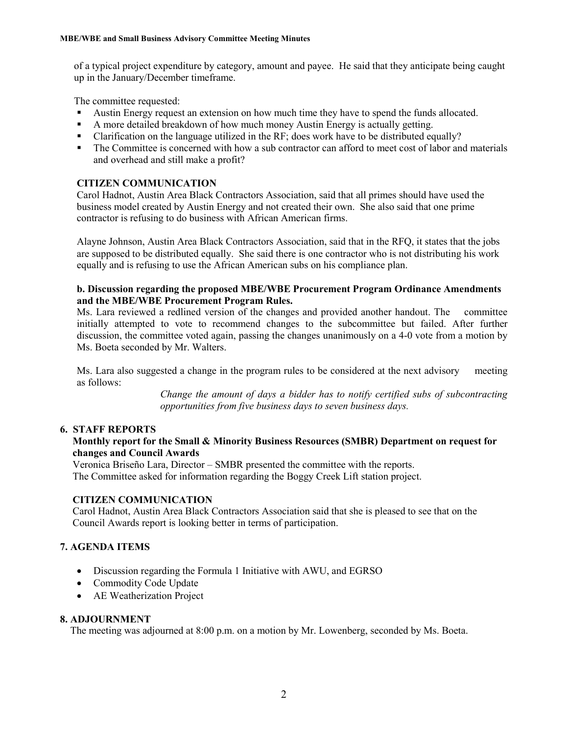of a typical project expenditure by category, amount and payee. He said that they anticipate being caught up in the January/December timeframe.

The committee requested:

- Austin Energy request an extension on how much time they have to spend the funds allocated.
- A more detailed breakdown of how much money Austin Energy is actually getting.
- Clarification on the language utilized in the RF; does work have to be distributed equally?
- The Committee is concerned with how a sub contractor can afford to meet cost of labor and materials and overhead and still make a profit?

**CITIZEN COMMUNICATION**

Carol Hadnot, Austin Area Black Contractors Association, said that all primes should have used the business model created by Austin Energy and not created their own. She also said that one prime contractor is refusing to do business with African American firms.

Alayne Johnson, Austin Area Black Contractors Association, said that in the RFQ, it states that the jobs are supposed to be distributed equally. She said there is one contractor who is not distributing his work equally and is refusing to use the African American subs on his compliance plan.

**b. Discussion regarding the proposed MBE/WBE Procurement Program Ordinance Amendments and the MBE/WBE Procurement Program Rules.**

Ms. Lara reviewed a redlined version of the changes and provided another handout. The committee initially attempted to vote to recommend changes to the subcommittee but failed. After further discussion, the committee voted again, passing the changes unanimously on a 4-0 vote from a motion by Ms. Boeta seconded by Mr. Walters.

Ms. Lara also suggested a change in the program rules to be considered at the next advisory meeting as follows:

> *Change the amount of days a bidder has to notify certified subs of subcontracting opportunities from five business days to seven business days.*

## 6. STAFF REPORTS

**Monthly report for the Small & Minority Business Resources (SMBR) Department on request for changes and Council Awards**

Veronica Briseño Lara, Director – SMBR presented the committee with the reports.
The Committee asked for information regarding the Boggy Creek Lift station project.

**CITIZEN COMMUNICATION**

Carol Hadnot, Austin Area Black Contractors Association said that she is pleased to see that on the Council Awards report is looking better in terms of participation.

## 7. AGENDA ITEMS

- Discussion regarding the Formula 1 Initiative with AWU, and EGRSO
- Commodity Code Update
- AE Weatherization Project

## 8. ADJOURNMENT

The meeting was adjourned at 8:00 p.m. on a motion by Mr. Lowenberg, seconded by Ms. Boeta.